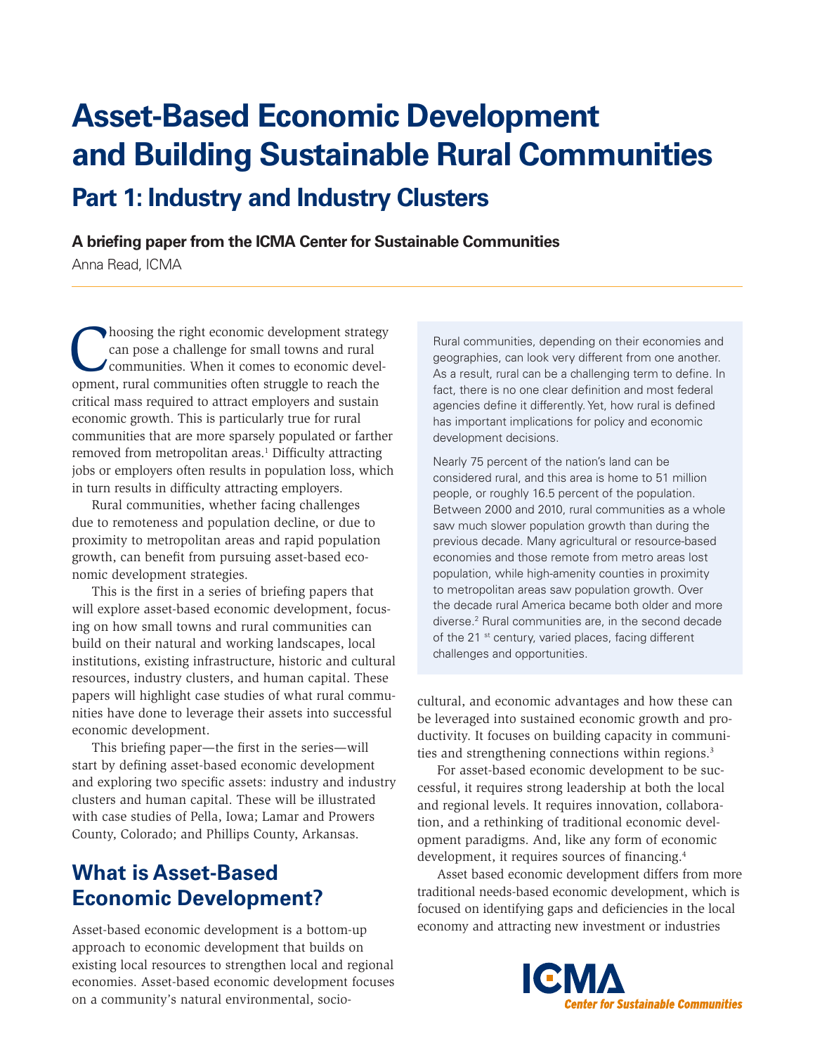# Asset-Based Economic Development and Building Sustainable Rural Communities

## Part 1: Industry and Industry Clusters

**A briefing paper from the ICMA Center for Sustainable Communities**

Anna Read, ICMA

Choosing the right economic development strategy can pose a challenge for small towns and rural communities. When it comes to economic development, rural communities often struggle to reach the critical mass required to attract employers and sustain economic growth. This is particularly true for rural communities that are more sparsely populated or farther removed from metropolitan areas.[1] Difficulty attracting jobs or employers often results in population loss, which in turn results in difficulty attracting employers.

Rural communities, whether facing challenges due to remoteness and population decline, or due to proximity to metropolitan areas and rapid population growth, can benefit from pursuing asset-based economic development strategies.

This is the first in a series of briefing papers that will explore asset-based economic development, focusing on how small towns and rural communities can build on their natural and working landscapes, local institutions, existing infrastructure, historic and cultural resources, industry clusters, and human capital. These papers will highlight case studies of what rural communities have done to leverage their assets into successful economic development.

This briefing paper—the first in the series—will start by defining asset-based economic development and exploring two specific assets: industry and industry clusters and human capital. These will be illustrated with case studies of Pella, Iowa; Lamar and Prowers County, Colorado; and Phillips County, Arkansas.

Rural communities, depending on their economies and geographies, can look very different from one another. As a result, rural can be a challenging term to define. In fact, there is no one clear definition and most federal agencies define it differently. Yet, how rural is defined has important implications for policy and economic development decisions.

Nearly 75 percent of the nation's land can be considered rural, and this area is home to 51 million people, or roughly 16.5 percent of the population. Between 2000 and 2010, rural communities as a whole saw much slower population growth than during the previous decade. Many agricultural or resource-based economies and those remote from metro areas lost population, while high-amenity counties in proximity to metropolitan areas saw population growth. Over the decade rural America became both older and more diverse.[2] Rural communities are, in the second decade of the 21 st century, varied places, facing different challenges and opportunities.

## What is Asset-Based Economic Development?

Asset-based economic development is a bottom-up approach to economic development that builds on existing local resources to strengthen local and regional economies. Asset-based economic development focuses on a community's natural environmental, socio-cultural, and economic advantages and how these can be leveraged into sustained economic growth and productivity. It focuses on building capacity in communities and strengthening connections within regions.[3]

For asset-based economic development to be successful, it requires strong leadership at both the local and regional levels. It requires innovation, collaboration, and a rethinking of traditional economic development paradigms. And, like any form of economic development, it requires sources of financing.[4]

Asset based economic development differs from more traditional needs-based economic development, which is focused on identifying gaps and deficiencies in the local economy and attracting new investment or industries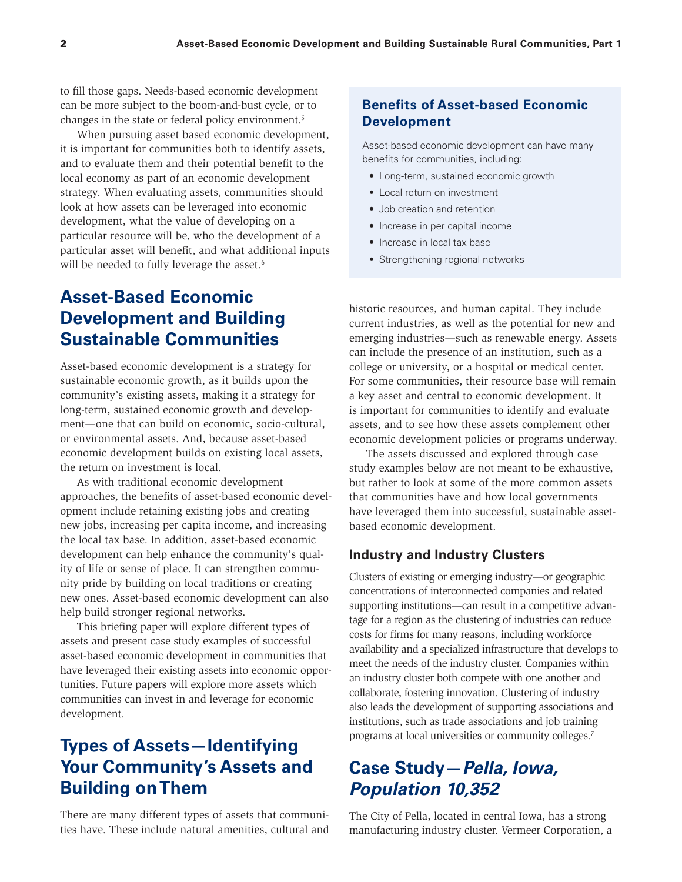to fill those gaps. Needs-based economic development can be more subject to the boom-and-bust cycle, or to changes in the state or federal policy environment.[5]

When pursuing asset based economic development, it is important for communities both to identify assets, and to evaluate them and their potential benefit to the local economy as part of an economic development strategy. When evaluating assets, communities should look at how assets can be leveraged into economic development, what the value of developing on a particular resource will be, who the development of a particular asset will benefit, and what additional inputs will be needed to fully leverage the asset.[6]

### Benefits of Asset-based Economic Development

Asset-based economic development can have many benefits for communities, including:

- Long-term, sustained economic growth
- Local return on investment
- Job creation and retention
- Increase in per capital income
- Increase in local tax base
- Strengthening regional networks

## Asset-Based Economic Development and Building Sustainable Communities

Asset-based economic development is a strategy for sustainable economic growth, as it builds upon the community's existing assets, making it a strategy for long-term, sustained economic growth and development—one that can build on economic, socio-cultural, or environmental assets. And, because asset-based economic development builds on existing local assets, the return on investment is local.

As with traditional economic development approaches, the benefits of asset-based economic development include retaining existing jobs and creating new jobs, increasing per capita income, and increasing the local tax base. In addition, asset-based economic development can help enhance the community's quality of life or sense of place. It can strengthen community pride by building on local traditions or creating new ones. Asset-based economic development can also help build stronger regional networks.

This briefing paper will explore different types of assets and present case study examples of successful asset-based economic development in communities that have leveraged their existing assets into economic opportunities. Future papers will explore more assets which communities can invest in and leverage for economic development.

## Types of Assets—Identifying Your Community's Assets and Building on Them

There are many different types of assets that communities have. These include natural amenities, cultural and historic resources, and human capital. They include current industries, as well as the potential for new and emerging industries—such as renewable energy. Assets can include the presence of an institution, such as a college or university, or a hospital or medical center. For some communities, their resource base will remain a key asset and central to economic development. It is important for communities to identify and evaluate assets, and to see how these assets complement other economic development policies or programs underway.

The assets discussed and explored through case study examples below are not meant to be exhaustive, but rather to look at some of the more common assets that communities have and how local governments have leveraged them into successful, sustainable asset-based economic development.

### Industry and Industry Clusters

Clusters of existing or emerging industry—or geographic concentrations of interconnected companies and related supporting institutions—can result in a competitive advantage for a region as the clustering of industries can reduce costs for firms for many reasons, including workforce availability and a specialized infrastructure that develops to meet the needs of the industry cluster. Companies within an industry cluster both compete with one another and collaborate, fostering innovation. Clustering of industry also leads the development of supporting associations and institutions, such as trade associations and job training programs at local universities or community colleges.[7]

## Case Study—*Pella, Iowa, Population 10,352*

The City of Pella, located in central Iowa, has a strong manufacturing industry cluster. Vermeer Corporation, a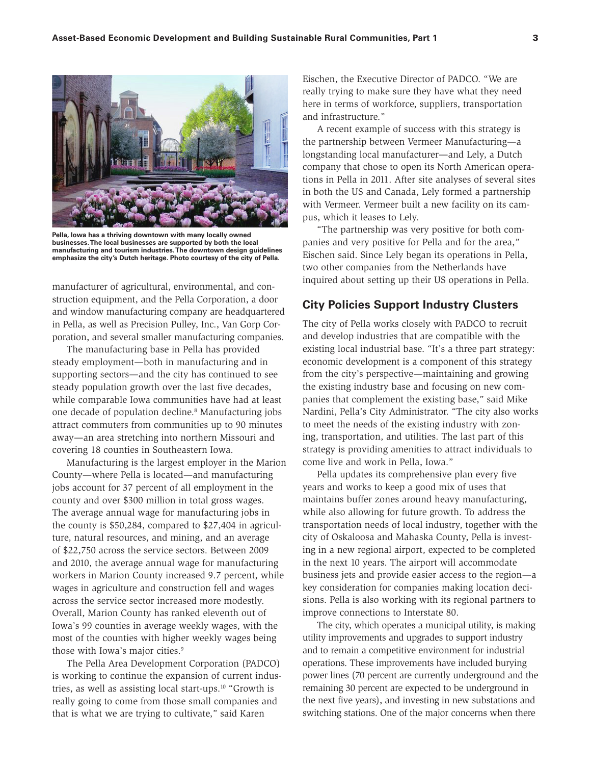Pella, Iowa has a thriving downtown with many locally owned businesses. The local businesses are supported by both the local manufacturing and tourism industries. The downtown design guidelines emphasize the city's Dutch heritage. Photo courtesy of the city of Pella.

manufacturer of agricultural, environmental, and construction equipment, and the Pella Corporation, a door and window manufacturing company are headquartered in Pella, as well as Precision Pulley, Inc., Van Gorp Corporation, and several smaller manufacturing companies.

The manufacturing base in Pella has provided steady employment—both in manufacturing and in supporting sectors—and the city has continued to see steady population growth over the last five decades, while comparable Iowa communities have had at least one decade of population decline.[8] Manufacturing jobs attract commuters from communities up to 90 minutes away—an area stretching into northern Missouri and covering 18 counties in Southeastern Iowa.

Manufacturing is the largest employer in the Marion County—where Pella is located—and manufacturing jobs account for 37 percent of all employment in the county and over $300 million in total gross wages. The average annual wage for manufacturing jobs in the county is $50,284, compared to $27,404 in agriculture, natural resources, and mining, and an average of $22,750 across the service sectors. Between 2009 and 2010, the average annual wage for manufacturing workers in Marion County increased 9.7 percent, while wages in agriculture and construction fell and wages across the service sector increased more modestly. Overall, Marion County has ranked eleventh out of Iowa's 99 counties in average weekly wages, with the most of the counties with higher weekly wages being those with Iowa's major cities.[9]

The Pella Area Development Corporation (PADCO) is working to continue the expansion of current industries, as well as assisting local start-ups.[10] "Growth is really going to come from those small companies and that is what we are trying to cultivate," said Karen Eischen, the Executive Director of PADCO. "We are really trying to make sure they have what they need here in terms of workforce, suppliers, transportation and infrastructure."

A recent example of success with this strategy is the partnership between Vermeer Manufacturing—a longstanding local manufacturer—and Lely, a Dutch company that chose to open its North American operations in Pella in 2011. After site analyses of several sites in both the US and Canada, Lely formed a partnership with Vermeer. Vermeer built a new facility on its campus, which it leases to Lely.

"The partnership was very positive for both companies and very positive for Pella and for the area," Eischen said. Since Lely began its operations in Pella, two other companies from the Netherlands have inquired about setting up their US operations in Pella.

## City Policies Support Industry Clusters

The city of Pella works closely with PADCO to recruit and develop industries that are compatible with the existing local industrial base. "It's a three part strategy: economic development is a component of this strategy from the city's perspective—maintaining and growing the existing industry base and focusing on new companies that complement the existing base," said Mike Nardini, Pella's City Administrator. "The city also works to meet the needs of the existing industry with zoning, transportation, and utilities. The last part of this strategy is providing amenities to attract individuals to come live and work in Pella, Iowa."

Pella updates its comprehensive plan every five years and works to keep a good mix of uses that maintains buffer zones around heavy manufacturing, while also allowing for future growth. To address the transportation needs of local industry, together with the city of Oskaloosa and Mahaska County, Pella is investing in a new regional airport, expected to be completed in the next 10 years. The airport will accommodate business jets and provide easier access to the region—a key consideration for companies making location decisions. Pella is also working with its regional partners to improve connections to Interstate 80.

The city, which operates a municipal utility, is making utility improvements and upgrades to support industry and to remain a competitive environment for industrial operations. These improvements have included burying power lines (70 percent are currently underground and the remaining 30 percent are expected to be underground in the next five years), and investing in new substations and switching stations. One of the major concerns when there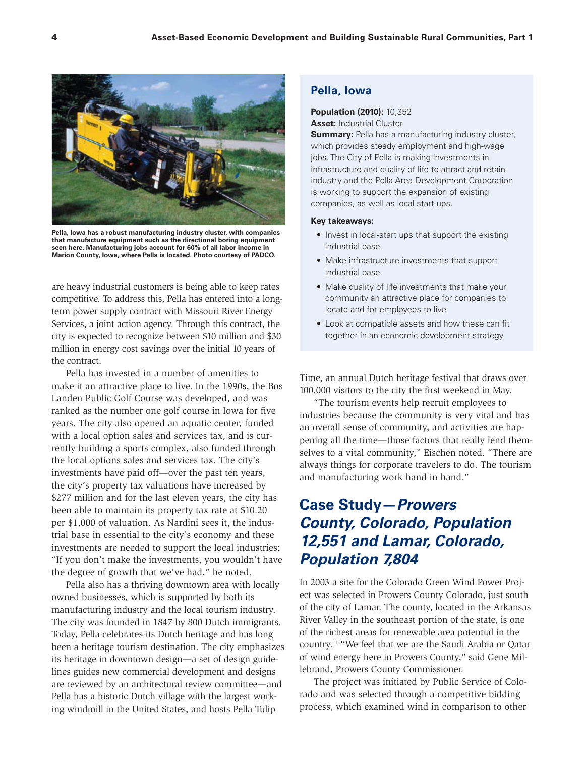Pella, Iowa has a robust manufacturing industry cluster, with companies that manufacture equipment such as the directional boring equipment seen here. Manufacturing jobs account for 60% of all labor income in Marion County, Iowa, where Pella is located. Photo courtesy of PADCO.

are heavy industrial customers is being able to keep rates competitive. To address this, Pella has entered into a long-term power supply contract with Missouri River Energy Services, a joint action agency. Through this contract, the city is expected to recognize between $10 million and $30 million in energy cost savings over the initial 10 years of the contract.

Pella has invested in a number of amenities to make it an attractive place to live. In the 1990s, the Bos Landen Public Golf Course was developed, and was ranked as the number one golf course in Iowa for five years. The city also opened an aquatic center, funded with a local option sales and services tax, and is currently building a sports complex, also funded through the local options sales and services tax. The city's investments have paid off—over the past ten years, the city's property tax valuations have increased by $277 million and for the last eleven years, the city has been able to maintain its property tax rate at $10.20 per $1,000 of valuation. As Nardini sees it, the industrial base in essential to the city's economy and these investments are needed to support the local industries: "If you don't make the investments, you wouldn't have the degree of growth that we've had," he noted.

Pella also has a thriving downtown area with locally owned businesses, which is supported by both its manufacturing industry and the local tourism industry. The city was founded in 1847 by 800 Dutch immigrants. Today, Pella celebrates its Dutch heritage and has long been a heritage tourism destination. The city emphasizes its heritage in downtown design—a set of design guidelines guides new commercial development and designs are reviewed by an architectural review committee—and Pella has a historic Dutch village with the largest working windmill in the United States, and hosts Pella Tulip Time, an annual Dutch heritage festival that draws over 100,000 visitors to the city the first weekend in May.

"The tourism events help recruit employees to industries because the community is very vital and has an overall sense of community, and activities are happening all the time—those factors that really lend themselves to a vital community," Eischen noted. "There are always things for corporate travelers to do. The tourism and manufacturing work hand in hand."

### Pella, Iowa

**Population (2010):** 10,352

**Asset:** Industrial Cluster

**Summary:** Pella has a manufacturing industry cluster, which provides steady employment and high-wage jobs. The City of Pella is making investments in infrastructure and quality of life to attract and retain industry and the Pella Area Development Corporation is working to support the expansion of existing companies, as well as local start-ups.

**Key takeaways:**

- Invest in local-start ups that support the existing industrial base
- Make infrastructure investments that support industrial base
- Make quality of life investments that make your community an attractive place for companies to locate and for employees to live
- Look at compatible assets and how these can fit together in an economic development strategy

## Case Study—*Prowers County, Colorado, Population 12,551 and Lamar, Colorado, Population 7,804*

In 2003 a site for the Colorado Green Wind Power Project was selected in Prowers County Colorado, just south of the city of Lamar. The county, located in the Arkansas River Valley in the southeast portion of the state, is one of the richest areas for renewable area potential in the country.[11] "We feel that we are the Saudi Arabia or Qatar of wind energy here in Prowers County," said Gene Millebrand, Prowers County Commissioner.

The project was initiated by Public Service of Colorado and was selected through a competitive bidding process, which examined wind in comparison to other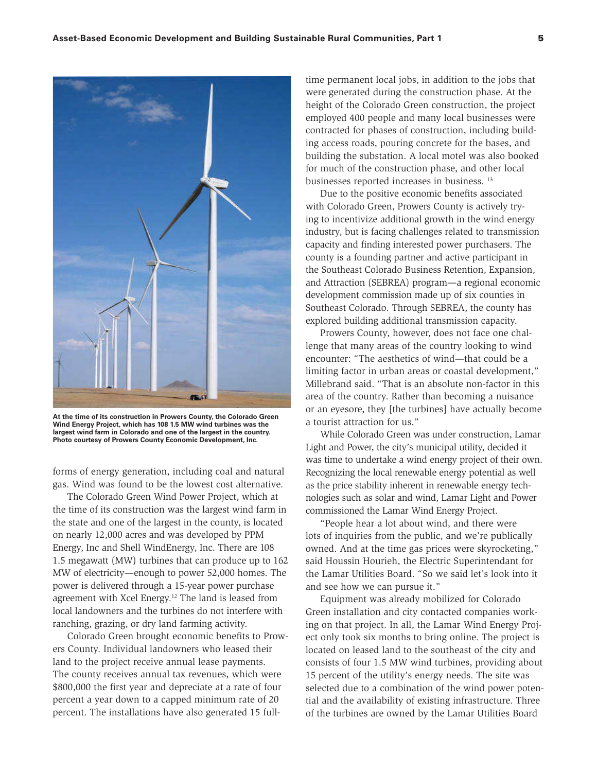At the time of its construction in Prowers County, the Colorado Green Wind Energy Project, which has 108 1.5 MW wind turbines was the largest wind farm in Colorado and one of the largest in the country. Photo courtesy of Prowers County Economic Development, Inc.

forms of energy generation, including coal and natural gas. Wind was found to be the lowest cost alternative.

The Colorado Green Wind Power Project, which at the time of its construction was the largest wind farm in the state and one of the largest in the county, is located on nearly 12,000 acres and was developed by PPM Energy, Inc and Shell WindEnergy, Inc. There are 108 1.5 megawatt (MW) turbines that can produce up to 162 MW of electricity—enough to power 52,000 homes. The power is delivered through a 15-year power purchase agreement with Xcel Energy.[12] The land is leased from local landowners and the turbines do not interfere with ranching, grazing, or dry land farming activity.

Colorado Green brought economic benefits to Prowers County. Individual landowners who leased their land to the project receive annual lease payments. The county receives annual tax revenues, which were $800,000 the first year and depreciate at a rate of four percent a year down to a capped minimum rate of 20 percent. The installations have also generated 15 full-time permanent local jobs, in addition to the jobs that were generated during the construction phase. At the height of the Colorado Green construction, the project employed 400 people and many local businesses were contracted for phases of construction, including building access roads, pouring concrete for the bases, and building the substation. A local motel was also booked for much of the construction phase, and other local businesses reported increases in business.[13]

Due to the positive economic benefits associated with Colorado Green, Prowers County is actively trying to incentivize additional growth in the wind energy industry, but is facing challenges related to transmission capacity and finding interested power purchasers. The county is a founding partner and active participant in the Southeast Colorado Business Retention, Expansion, and Attraction (SEBREA) program—a regional economic development commission made up of six counties in Southeast Colorado. Through SEBREA, the county has explored building additional transmission capacity.

Prowers County, however, does not face one challenge that many areas of the country looking to wind encounter: "The aesthetics of wind—that could be a limiting factor in urban areas or coastal development," Millebrand said. "That is an absolute non-factor in this area of the country. Rather than becoming a nuisance or an eyesore, they [the turbines] have actually become a tourist attraction for us."

While Colorado Green was under construction, Lamar Light and Power, the city's municipal utility, decided it was time to undertake a wind energy project of their own. Recognizing the local renewable energy potential as well as the price stability inherent in renewable energy technologies such as solar and wind, Lamar Light and Power commissioned the Lamar Wind Energy Project.

"People hear a lot about wind, and there were lots of inquiries from the public, and we're publically owned. And at the time gas prices were skyrocketing," said Houssin Hourieh, the Electric Superintendant for the Lamar Utilities Board. "So we said let's look into it and see how we can pursue it."

Equipment was already mobilized for Colorado Green installation and city contacted companies working on that project. In all, the Lamar Wind Energy Project only took six months to bring online. The project is located on leased land to the southeast of the city and consists of four 1.5 MW wind turbines, providing about 15 percent of the utility's energy needs. The site was selected due to a combination of the wind power potential and the availability of existing infrastructure. Three of the turbines are owned by the Lamar Utilities Board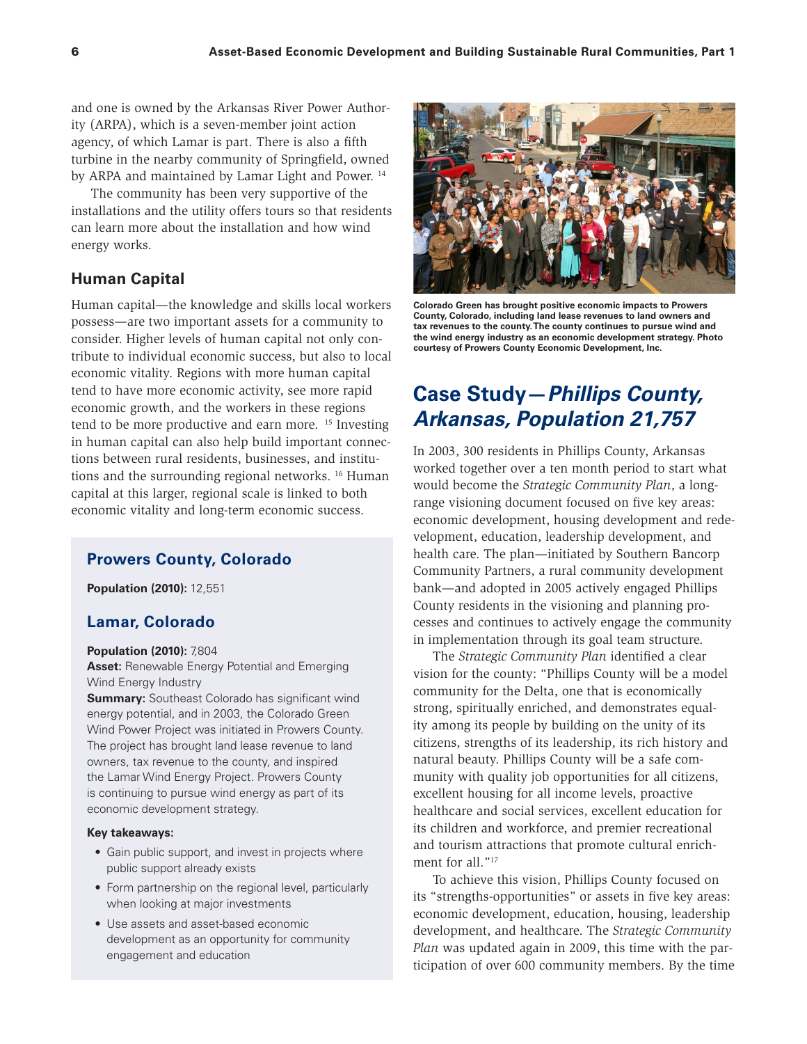and one is owned by the Arkansas River Power Authority (ARPA), which is a seven-member joint action agency, of which Lamar is part. There is also a fifth turbine in the nearby community of Springfield, owned by ARPA and maintained by Lamar Light and Power. [14]

The community has been very supportive of the installations and the utility offers tours so that residents can learn more about the installation and how wind energy works.

### Human Capital

Human capital—the knowledge and skills local workers possess—are two important assets for a community to consider. Higher levels of human capital not only contribute to individual economic success, but also to local economic vitality. Regions with more human capital tend to have more economic activity, see more rapid economic growth, and the workers in these regions tend to be more productive and earn more. [15] Investing in human capital can also help build important connections between rural residents, businesses, and institutions and the surrounding regional networks. [16] Human capital at this larger, regional scale is linked to both economic vitality and long-term economic success.

### Prowers County, Colorado

**Population (2010):** 12,551

### Lamar, Colorado

**Population (2010):** 7,804

**Asset:** Renewable Energy Potential and Emerging Wind Energy Industry

**Summary:** Southeast Colorado has significant wind energy potential, and in 2003, the Colorado Green Wind Power Project was initiated in Prowers County. The project has brought land lease revenue to land owners, tax revenue to the county, and inspired the Lamar Wind Energy Project. Prowers County is continuing to pursue wind energy as part of its economic development strategy.

**Key takeaways:**

- Gain public support, and invest in projects where public support already exists
- Form partnership on the regional level, particularly when looking at major investments
- Use assets and asset-based economic development as an opportunity for community engagement and education

**Colorado Green has brought positive economic impacts to Prowers County, Colorado, including land lease revenues to land owners and tax revenues to the county. The county continues to pursue wind and the wind energy industry as an economic development strategy. Photo courtesy of Prowers County Economic Development, Inc.**

## Case Study—*Phillips County, Arkansas, Population 21,757*

In 2003, 300 residents in Phillips County, Arkansas worked together over a ten month period to start what would become the *Strategic Community Plan*, a long-range visioning document focused on five key areas: economic development, housing development and redevelopment, education, leadership development, and health care. The plan—initiated by Southern Bancorp Community Partners, a rural community development bank—and adopted in 2005 actively engaged Phillips County residents in the visioning and planning processes and continues to actively engage the community in implementation through its goal team structure.

The *Strategic Community Plan* identified a clear vision for the county: "Phillips County will be a model community for the Delta, one that is economically strong, spiritually enriched, and demonstrates equality among its people by building on the unity of its citizens, strengths of its leadership, its rich history and natural beauty. Phillips County will be a safe community with quality job opportunities for all citizens, excellent housing for all income levels, proactive healthcare and social services, excellent education for its children and workforce, and premier recreational and tourism attractions that promote cultural enrichment for all."[17]

To achieve this vision, Phillips County focused on its "strengths-opportunities" or assets in five key areas: economic development, education, housing, leadership development, and healthcare. The *Strategic Community Plan* was updated again in 2009, this time with the participation of over 600 community members. By the time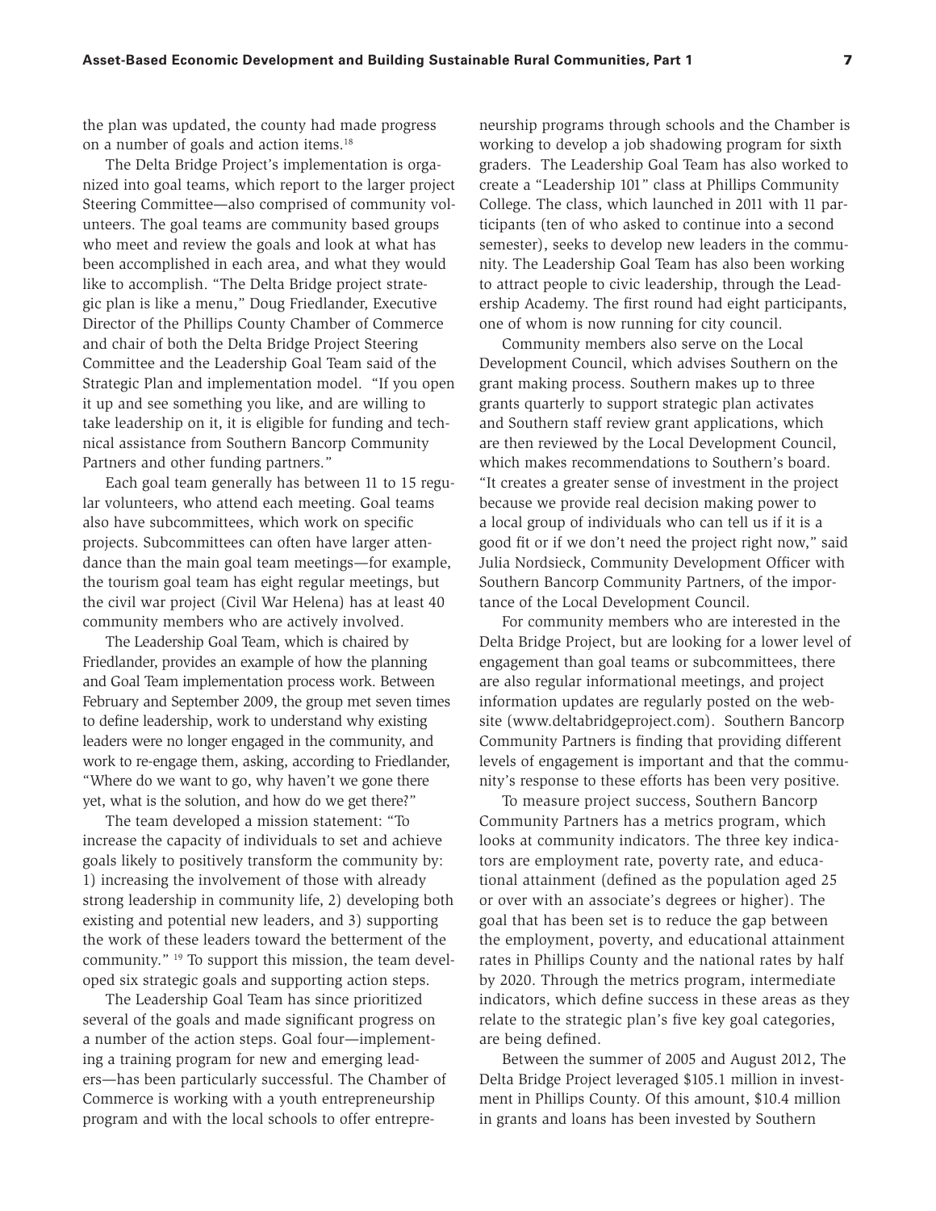the plan was updated, the county had made progress on a number of goals and action items.[18]

The Delta Bridge Project's implementation is organized into goal teams, which report to the larger project Steering Committee—also comprised of community volunteers. The goal teams are community based groups who meet and review the goals and look at what has been accomplished in each area, and what they would like to accomplish. "The Delta Bridge project strategic plan is like a menu," Doug Friedlander, Executive Director of the Phillips County Chamber of Commerce and chair of both the Delta Bridge Project Steering Committee and the Leadership Goal Team said of the Strategic Plan and implementation model. "If you open it up and see something you like, and are willing to take leadership on it, it is eligible for funding and technical assistance from Southern Bancorp Community Partners and other funding partners."

Each goal team generally has between 11 to 15 regular volunteers, who attend each meeting. Goal teams also have subcommittees, which work on specific projects. Subcommittees can often have larger attendance than the main goal team meetings—for example, the tourism goal team has eight regular meetings, but the civil war project (Civil War Helena) has at least 40 community members who are actively involved.

The Leadership Goal Team, which is chaired by Friedlander, provides an example of how the planning and Goal Team implementation process work. Between February and September 2009, the group met seven times to define leadership, work to understand why existing leaders were no longer engaged in the community, and work to re-engage them, asking, according to Friedlander, "Where do we want to go, why haven't we gone there yet, what is the solution, and how do we get there?"

The team developed a mission statement: "To increase the capacity of individuals to set and achieve goals likely to positively transform the community by: 1) increasing the involvement of those with already strong leadership in community life, 2) developing both existing and potential new leaders, and 3) supporting the work of these leaders toward the betterment of the community." [19] To support this mission, the team developed six strategic goals and supporting action steps.

The Leadership Goal Team has since prioritized several of the goals and made significant progress on a number of the action steps. Goal four—implementing a training program for new and emerging leaders—has been particularly successful. The Chamber of Commerce is working with a youth entrepreneurship program and with the local schools to offer entrepreneurship programs through schools and the Chamber is working to develop a job shadowing program for sixth graders. The Leadership Goal Team has also worked to create a "Leadership 101" class at Phillips Community College. The class, which launched in 2011 with 11 participants (ten of who asked to continue into a second semester), seeks to develop new leaders in the community. The Leadership Goal Team has also been working to attract people to civic leadership, through the Leadership Academy. The first round had eight participants, one of whom is now running for city council.

Community members also serve on the Local Development Council, which advises Southern on the grant making process. Southern makes up to three grants quarterly to support strategic plan activates and Southern staff review grant applications, which are then reviewed by the Local Development Council, which makes recommendations to Southern's board. "It creates a greater sense of investment in the project because we provide real decision making power to a local group of individuals who can tell us if it is a good fit or if we don't need the project right now," said Julia Nordsieck, Community Development Officer with Southern Bancorp Community Partners, of the importance of the Local Development Council.

For community members who are interested in the Delta Bridge Project, but are looking for a lower level of engagement than goal teams or subcommittees, there are also regular informational meetings, and project information updates are regularly posted on the website (www.deltabridgeproject.com). Southern Bancorp Community Partners is finding that providing different levels of engagement is important and that the community's response to these efforts has been very positive.

To measure project success, Southern Bancorp Community Partners has a metrics program, which looks at community indicators. The three key indicators are employment rate, poverty rate, and educational attainment (defined as the population aged 25 or over with an associate's degrees or higher). The goal that has been set is to reduce the gap between the employment, poverty, and educational attainment rates in Phillips County and the national rates by half by 2020. Through the metrics program, intermediate indicators, which define success in these areas as they relate to the strategic plan's five key goal categories, are being defined.

Between the summer of 2005 and August 2012, The Delta Bridge Project leveraged $105.1 million in investment in Phillips County. Of this amount, $10.4 million in grants and loans has been invested by Southern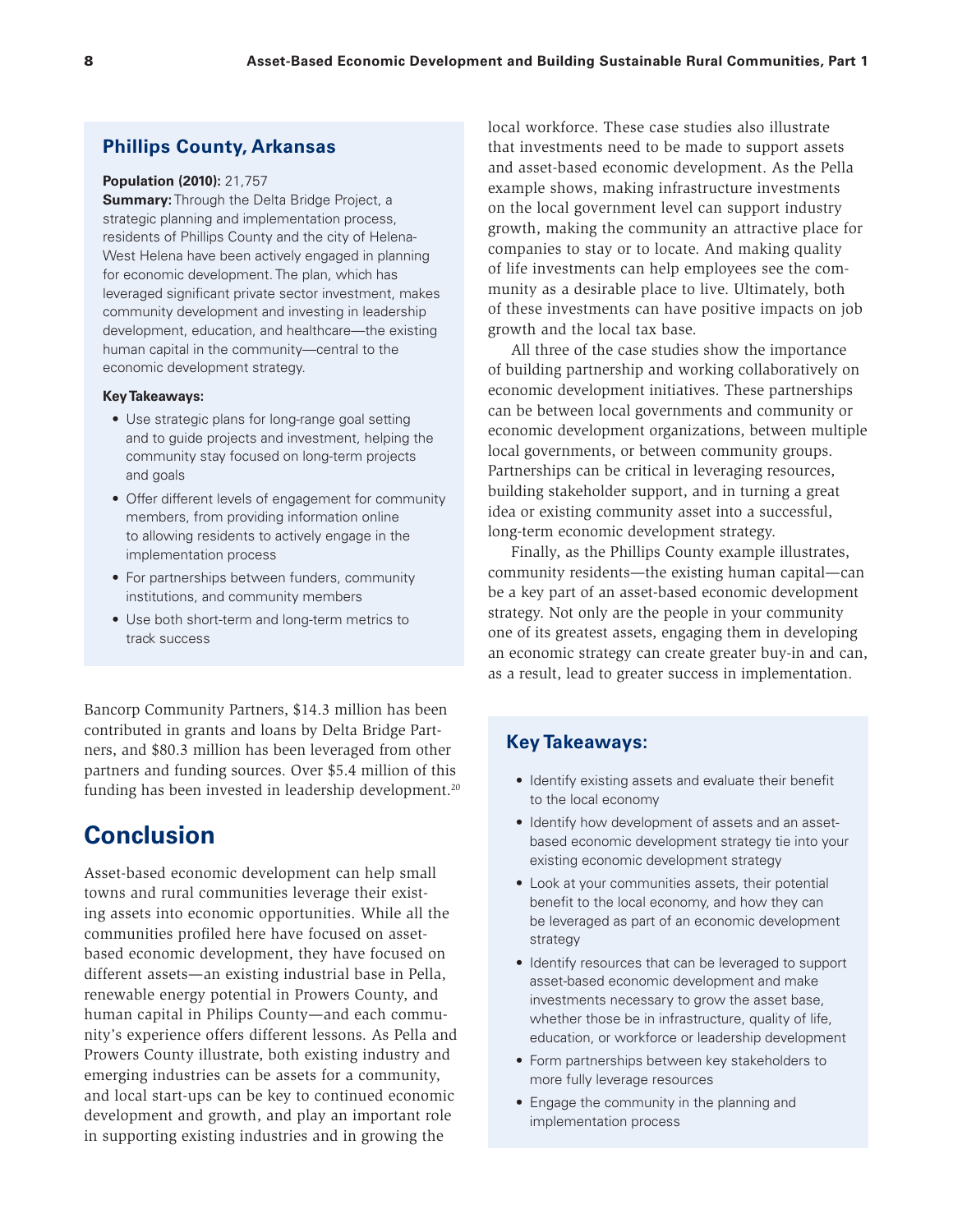### Phillips County, Arkansas

**Population (2010):** 21,757

**Summary:** Through the Delta Bridge Project, a strategic planning and implementation process, residents of Phillips County and the city of Helena-West Helena have been actively engaged in planning for economic development. The plan, which has leveraged significant private sector investment, makes community development and investing in leadership development, education, and healthcare—the existing human capital in the community—central to the economic development strategy.

**Key Takeaways:**

- Use strategic plans for long-range goal setting and to guide projects and investment, helping the community stay focused on long-term projects and goals
- Offer different levels of engagement for community members, from providing information online to allowing residents to actively engage in the implementation process
- For partnerships between funders, community institutions, and community members
- Use both short-term and long-term metrics to track success

Bancorp Community Partners, $14.3 million has been contributed in grants and loans by Delta Bridge Partners, and $80.3 million has been leveraged from other partners and funding sources. Over $5.4 million of this funding has been invested in leadership development.[20]

## Conclusion

Asset-based economic development can help small towns and rural communities leverage their existing assets into economic opportunities. While all the communities profiled here have focused on asset-based economic development, they have focused on different assets—an existing industrial base in Pella, renewable energy potential in Prowers County, and human capital in Philips County—and each community's experience offers different lessons. As Pella and Prowers County illustrate, both existing industry and emerging industries can be assets for a community, and local start-ups can be key to continued economic development and growth, and play an important role in supporting existing industries and in growing the local workforce. These case studies also illustrate that investments need to be made to support assets and asset-based economic development. As the Pella example shows, making infrastructure investments on the local government level can support industry growth, making the community an attractive place for companies to stay or to locate. And making quality of life investments can help employees see the community as a desirable place to live. Ultimately, both of these investments can have positive impacts on job growth and the local tax base.

All three of the case studies show the importance of building partnership and working collaboratively on economic development initiatives. These partnerships can be between local governments and community or economic development organizations, between multiple local governments, or between community groups. Partnerships can be critical in leveraging resources, building stakeholder support, and in turning a great idea or existing community asset into a successful, long-term economic development strategy.

Finally, as the Phillips County example illustrates, community residents—the existing human capital—can be a key part of an asset-based economic development strategy. Not only are the people in your community one of its greatest assets, engaging them in developing an economic strategy can create greater buy-in and can, as a result, lead to greater success in implementation.

### Key Takeaways:

- Identify existing assets and evaluate their benefit to the local economy
- Identify how development of assets and an asset-based economic development strategy tie into your existing economic development strategy
- Look at your communities assets, their potential benefit to the local economy, and how they can be leveraged as part of an economic development strategy
- Identify resources that can be leveraged to support asset-based economic development and make investments necessary to grow the asset base, whether those be in infrastructure, quality of life, education, or workforce or leadership development
- Form partnerships between key stakeholders to more fully leverage resources
- Engage the community in the planning and implementation process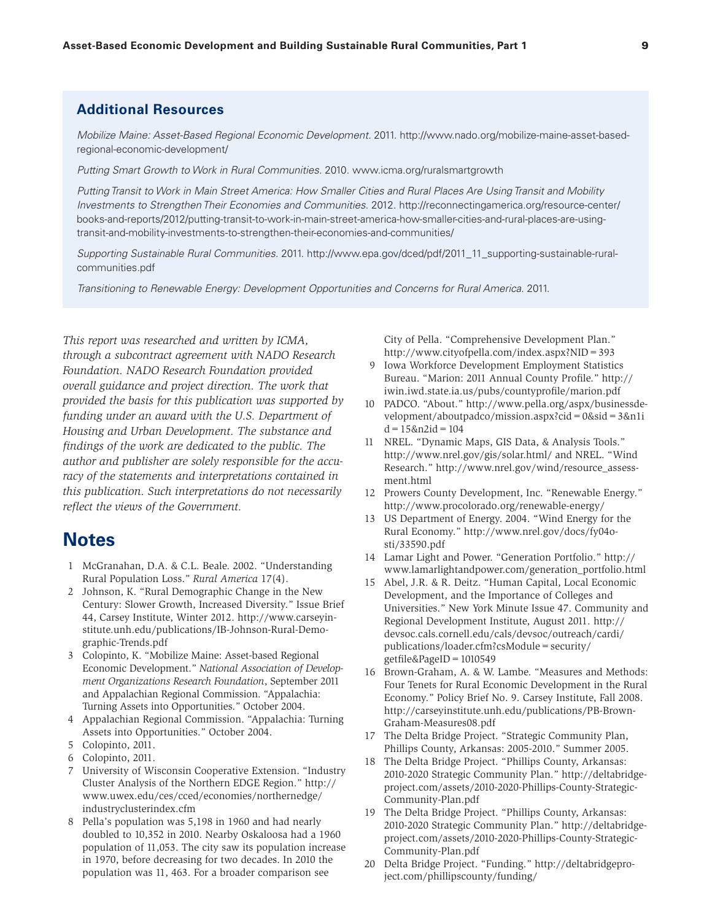## Additional Resources

*Mobilize Maine: Asset-Based Regional Economic Development.* 2011. http://www.nado.org/mobilize-maine-asset-based-regional-economic-development/

*Putting Smart Growth to Work in Rural Communities.* 2010. www.icma.org/ruralsmartgrowth

*Putting Transit to Work in Main Street America: How Smaller Cities and Rural Places Are Using Transit and Mobility Investments to Strengthen Their Economies and Communities.* 2012. http://reconnectingamerica.org/resource-center/books-and-reports/2012/putting-transit-to-work-in-main-street-america-how-smaller-cities-and-rural-places-are-using-transit-and-mobility-investments-to-strengthen-their-economies-and-communities/

*Supporting Sustainable Rural Communities.* 2011. http://www.epa.gov/dced/pdf/2011_11_supporting-sustainable-rural-communities.pdf

*Transitioning to Renewable Energy: Development Opportunities and Concerns for Rural America.* 2011.

*This report was researched and written by ICMA, through a subcontract agreement with NADO Research Foundation. NADO Research Foundation provided overall guidance and project direction. The work that provided the basis for this publication was supported by funding under an award with the U.S. Department of Housing and Urban Development. The substance and findings of the work are dedicated to the public. The author and publisher are solely responsible for the accuracy of the statements and interpretations contained in this publication. Such interpretations do not necessarily reflect the views of the Government.*

## Notes

1. McGranahan, D.A. & C.L. Beale. 2002. "Understanding Rural Population Loss." *Rural America* 17(4).
2. Johnson, K. "Rural Demographic Change in the New Century: Slower Growth, Increased Diversity." Issue Brief 44, Carsey Institute, Winter 2012. http://www.carseyinstitute.unh.edu/publications/IB-Johnson-Rural-Demographic-Trends.pdf
3. Colopinto, K. "Mobilize Maine: Asset-based Regional Economic Development." *National Association of Development Organizations Research Foundation*, September 2011 and Appalachian Regional Commission. "Appalachia: Turning Assets into Opportunities." October 2004.
4. Appalachian Regional Commission. "Appalachia: Turning Assets into Opportunities." October 2004.
5. Colopinto, 2011.
6. Colopinto, 2011.
7. University of Wisconsin Cooperative Extension. "Industry Cluster Analysis of the Northern EDGE Region." http://www.uwex.edu/ces/cced/economies/northernedge/industryclusterindex.cfm
8. Pella's population was 5,198 in 1960 and had nearly doubled to 10,352 in 2010. Nearby Oskaloosa had a 1960 population of 11,053. The city saw its population increase in 1970, before decreasing for two decades. In 2010 the population was 11, 463. For a broader comparison see City of Pella. "Comprehensive Development Plan." http://www.cityofpella.com/index.aspx?NID=393
9. Iowa Workforce Development Employment Statistics Bureau. "Marion: 2011 Annual County Profile." http://iwin.iwd.state.ia.us/pubs/countyprofile/marion.pdf
10. PADCO. "About." http://www.pella.org/aspx/businessdevelopment/aboutpadco/mission.aspx?cid=0&sid=3&n1id=15&n2id=104
11. NREL. "Dynamic Maps, GIS Data, & Analysis Tools." http://www.nrel.gov/gis/solar.html/ and NREL. "Wind Research." http://www.nrel.gov/wind/resource_assessment.html
12. Prowers County Development, Inc. "Renewable Energy." http://www.procolorado.org/renewable-energy/
13. US Department of Energy. 2004. "Wind Energy for the Rural Economy." http://www.nrel.gov/docs/fy04osti/33590.pdf
14. Lamar Light and Power. "Generation Portfolio." http://www.lamarlightandpower.com/generation_portfolio.html
15. Abel, J.R. & R. Deitz. "Human Capital, Local Economic Development, and the Importance of Colleges and Universities." New York Minute Issue 47. Community and Regional Development Institute, August 2011. http://devsoc.cals.cornell.edu/cals/devsoc/outreach/cardi/publications/loader.cfm?csModule=security/getfile&PageID=1010549
16. Brown-Graham, A. & W. Lambe. "Measures and Methods: Four Tenets for Rural Economic Development in the Rural Economy." Policy Brief No. 9. Carsey Institute, Fall 2008. http://carseyinstitute.unh.edu/publications/PB-Brown-Graham-Measures08.pdf
17. The Delta Bridge Project. "Strategic Community Plan, Phillips County, Arkansas: 2005-2010." Summer 2005.
18. The Delta Bridge Project. "Phillips County, Arkansas: 2010-2020 Strategic Community Plan." http://deltabridgeproject.com/assets/2010-2020-Phillips-County-Strategic-Community-Plan.pdf
19. The Delta Bridge Project. "Phillips County, Arkansas: 2010-2020 Strategic Community Plan." http://deltabridgeproject.com/assets/2010-2020-Phillips-County-Strategic-Community-Plan.pdf
20. Delta Bridge Project. "Funding." http://deltabridgeproject.com/phillipscounty/funding/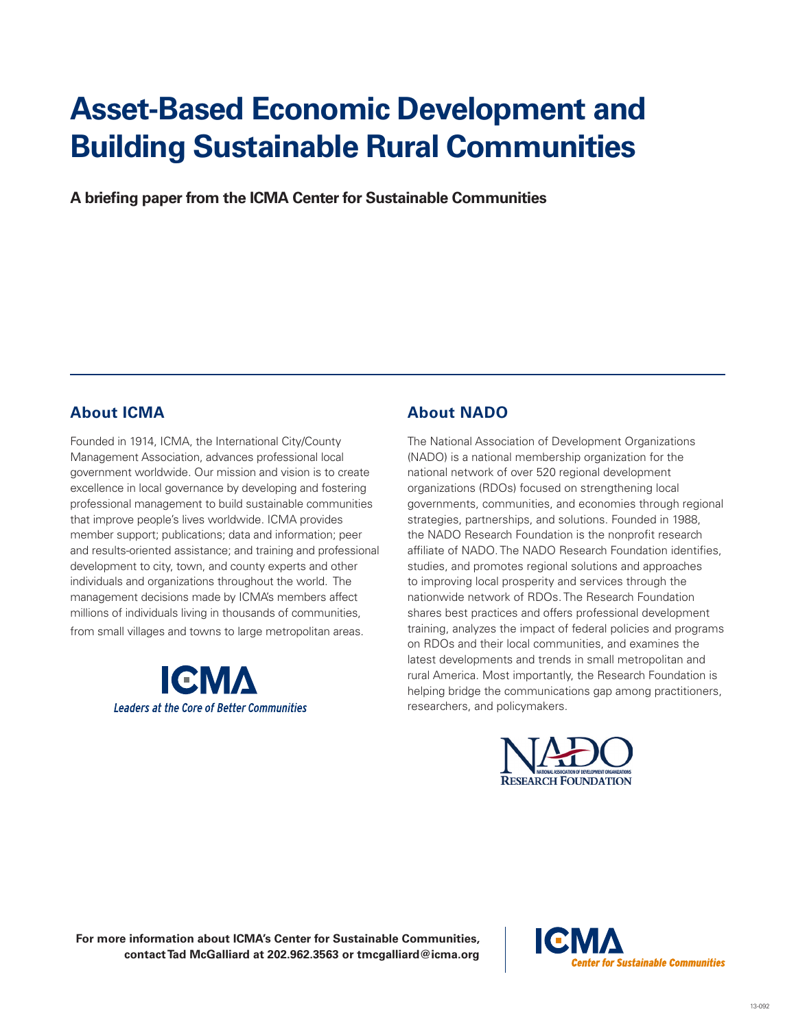# Asset-Based Economic Development and Building Sustainable Rural Communities

**A briefing paper from the ICMA Center for Sustainable Communities**

## About ICMA

Founded in 1914, ICMA, the International City/County Management Association, advances professional local government worldwide. Our mission and vision is to create excellence in local governance by developing and fostering professional management to build sustainable communities that improve people's lives worldwide. ICMA provides member support; publications; data and information; peer and results-oriented assistance; and training and professional development to city, town, and county experts and other individuals and organizations throughout the world. The management decisions made by ICMA's members affect millions of individuals living in thousands of communities, from small villages and towns to large metropolitan areas.

ICMA
*Leaders at the Core of Better Communities*

## About NADO

The National Association of Development Organizations (NADO) is a national membership organization for the national network of over 520 regional development organizations (RDOs) focused on strengthening local governments, communities, and economies through regional strategies, partnerships, and solutions. Founded in 1988, the NADO Research Foundation is the nonprofit research affiliate of NADO. The NADO Research Foundation identifies, studies, and promotes regional solutions and approaches to improving local prosperity and services through the nationwide network of RDOs. The Research Foundation shares best practices and offers professional development training, analyzes the impact of federal policies and programs on RDOs and their local communities, and examines the latest developments and trends in small metropolitan and rural America. Most importantly, the Research Foundation is helping bridge the communications gap among practitioners, researchers, and policymakers.

NADO
NATIONAL ASSOCIATION OF DEVELOPMENT ORGANIZATIONS
RESEARCH FOUNDATION

**For more information about ICMA's Center for Sustainable Communities, contact Tad McGalliard at 202.962.3563 or tmcgalliard@icma.org**

ICMA
*Center for Sustainable Communities*

13-092